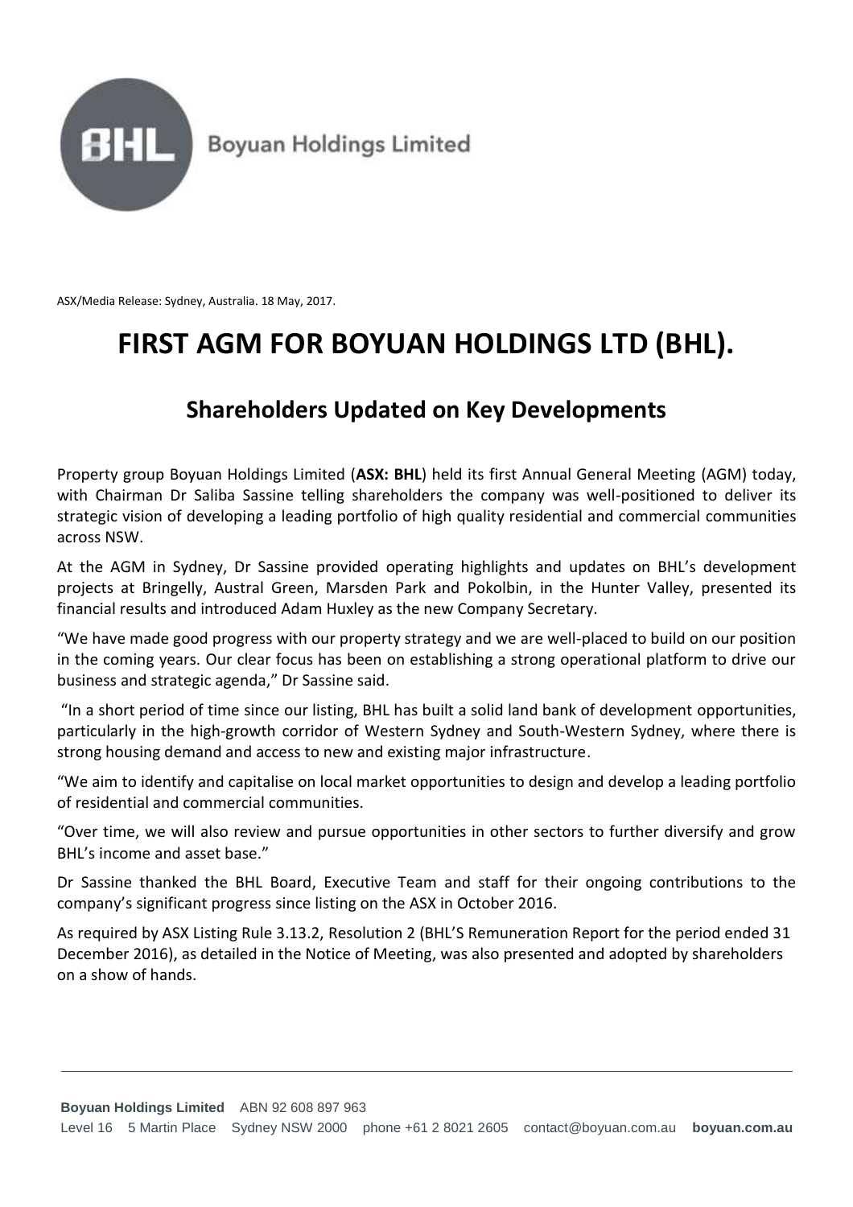Boyuan Holdings Limited

ASX/Media Release: Sydney, Australia. 18 May, 2017.

# FIRST AGM FOR BOYUAN HOLDINGS LTD (BHL).

## Shareholders Updated on Key Developments

Property group Boyuan Holdings Limited (**ASX: BHL**) held its first Annual General Meeting (AGM) today, with Chairman Dr Saliba Sassine telling shareholders the company was well-positioned to deliver its strategic vision of developing a leading portfolio of high quality residential and commercial communities across NSW.

At the AGM in Sydney, Dr Sassine provided operating highlights and updates on BHL's development projects at Bringelly, Austral Green, Marsden Park and Pokolbin, in the Hunter Valley, presented its financial results and introduced Adam Huxley as the new Company Secretary.

"We have made good progress with our property strategy and we are well-placed to build on our position in the coming years. Our clear focus has been on establishing a strong operational platform to drive our business and strategic agenda," Dr Sassine said.

"In a short period of time since our listing, BHL has built a solid land bank of development opportunities, particularly in the high-growth corridor of Western Sydney and South-Western Sydney, where there is strong housing demand and access to new and existing major infrastructure.

"We aim to identify and capitalise on local market opportunities to design and develop a leading portfolio of residential and commercial communities.

"Over time, we will also review and pursue opportunities in other sectors to further diversify and grow BHL's income and asset base."

Dr Sassine thanked the BHL Board, Executive Team and staff for their ongoing contributions to the company's significant progress since listing on the ASX in October 2016.

As required by ASX Listing Rule 3.13.2, Resolution 2 (BHL'S Remuneration Report for the period ended 31 December 2016), as detailed in the Notice of Meeting, was also presented and adopted by shareholders on a show of hands.

**Boyuan Holdings Limited** ABN 92 608 897 963
Level 16 5 Martin Place Sydney NSW 2000 phone +61 2 8021 2605 contact@boyuan.com.au **boyuan.com.au**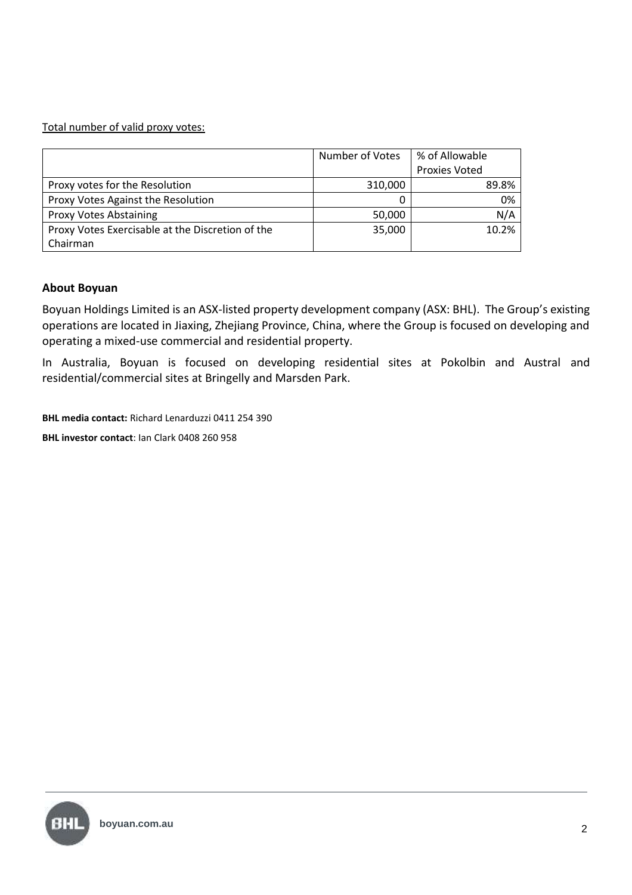Total number of valid proxy votes:

| | Number of Votes | % of Allowable Proxies Voted |
|---|---|---|
| Proxy votes for the Resolution | 310,000 | 89.8% |
| Proxy Votes Against the Resolution | 0 | 0% |
| Proxy Votes Abstaining | 50,000 | N/A |
| Proxy Votes Exercisable at the Discretion of the Chairman | 35,000 | 10.2% |

**About Boyuan**

Boyuan Holdings Limited is an ASX-listed property development company (ASX: BHL). The Group's existing operations are located in Jiaxing, Zhejiang Province, China, where the Group is focused on developing and operating a mixed-use commercial and residential property.

In Australia, Boyuan is focused on developing residential sites at Pokolbin and Austral and residential/commercial sites at Bringelly and Marsden Park.

**BHL media contact:** Richard Lenarduzzi 0411 254 390

**BHL investor contact**: Ian Clark 0408 260 958